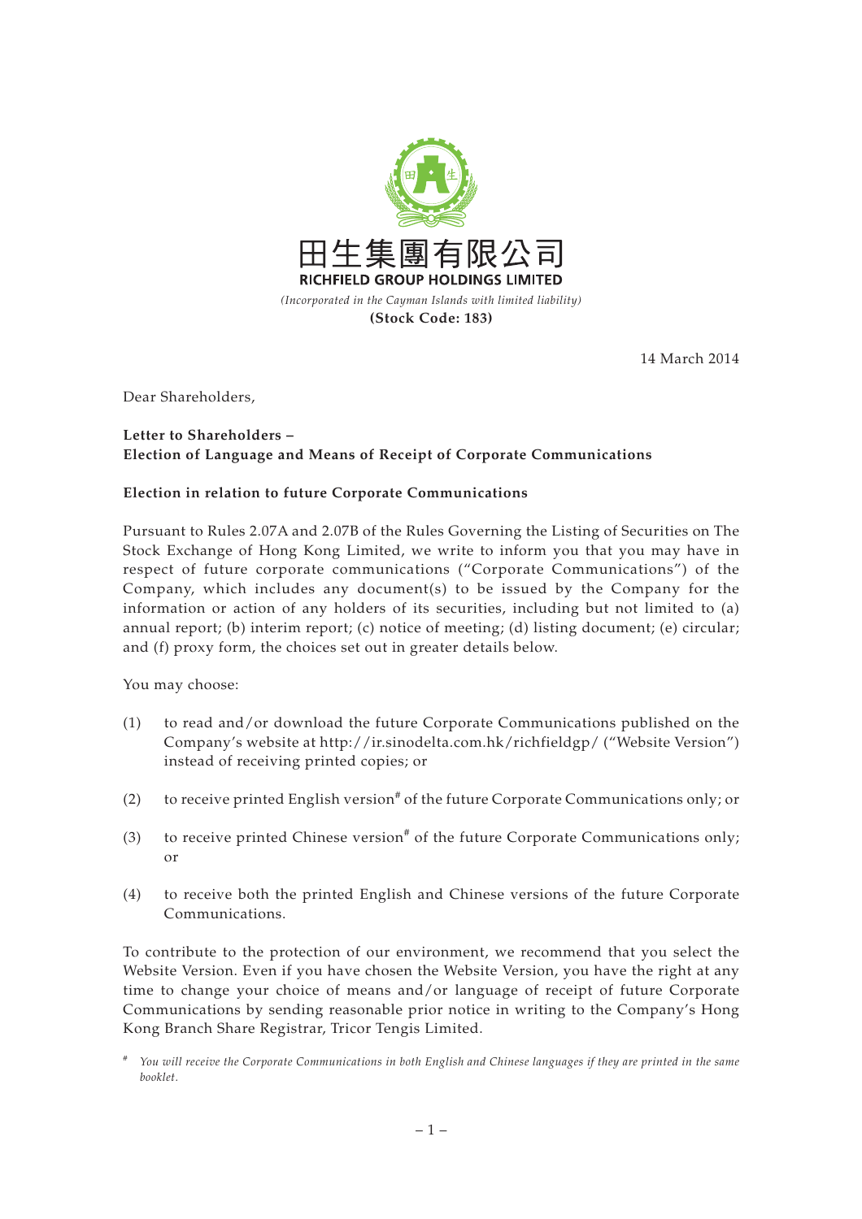田生集團有限公司
**RICHFIELD GROUP HOLDINGS LIMITED**
*(Incorporated in the Cayman Islands with limited liability)*
**(Stock Code: 183)**

14 March 2014

Dear Shareholders,

**Letter to Shareholders –**
**Election of Language and Means of Receipt of Corporate Communications**

**Election in relation to future Corporate Communications**

Pursuant to Rules 2.07A and 2.07B of the Rules Governing the Listing of Securities on The Stock Exchange of Hong Kong Limited, we write to inform you that you may have in respect of future corporate communications ("Corporate Communications") of the Company, which includes any document(s) to be issued by the Company for the information or action of any holders of its securities, including but not limited to (a) annual report; (b) interim report; (c) notice of meeting; (d) listing document; (e) circular; and (f) proxy form, the choices set out in greater details below.

You may choose:

(1) to read and/or download the future Corporate Communications published on the Company's website at http://ir.sinodelta.com.hk/richfieldgp/ ("Website Version") instead of receiving printed copies; or

(2) to receive printed English version# of the future Corporate Communications only; or

(3) to receive printed Chinese version# of the future Corporate Communications only; or

(4) to receive both the printed English and Chinese versions of the future Corporate Communications.

To contribute to the protection of our environment, we recommend that you select the Website Version. Even if you have chosen the Website Version, you have the right at any time to change your choice of means and/or language of receipt of future Corporate Communications by sending reasonable prior notice in writing to the Company's Hong Kong Branch Share Registrar, Tricor Tengis Limited.

# *You will receive the Corporate Communications in both English and Chinese languages if they are printed in the same booklet.*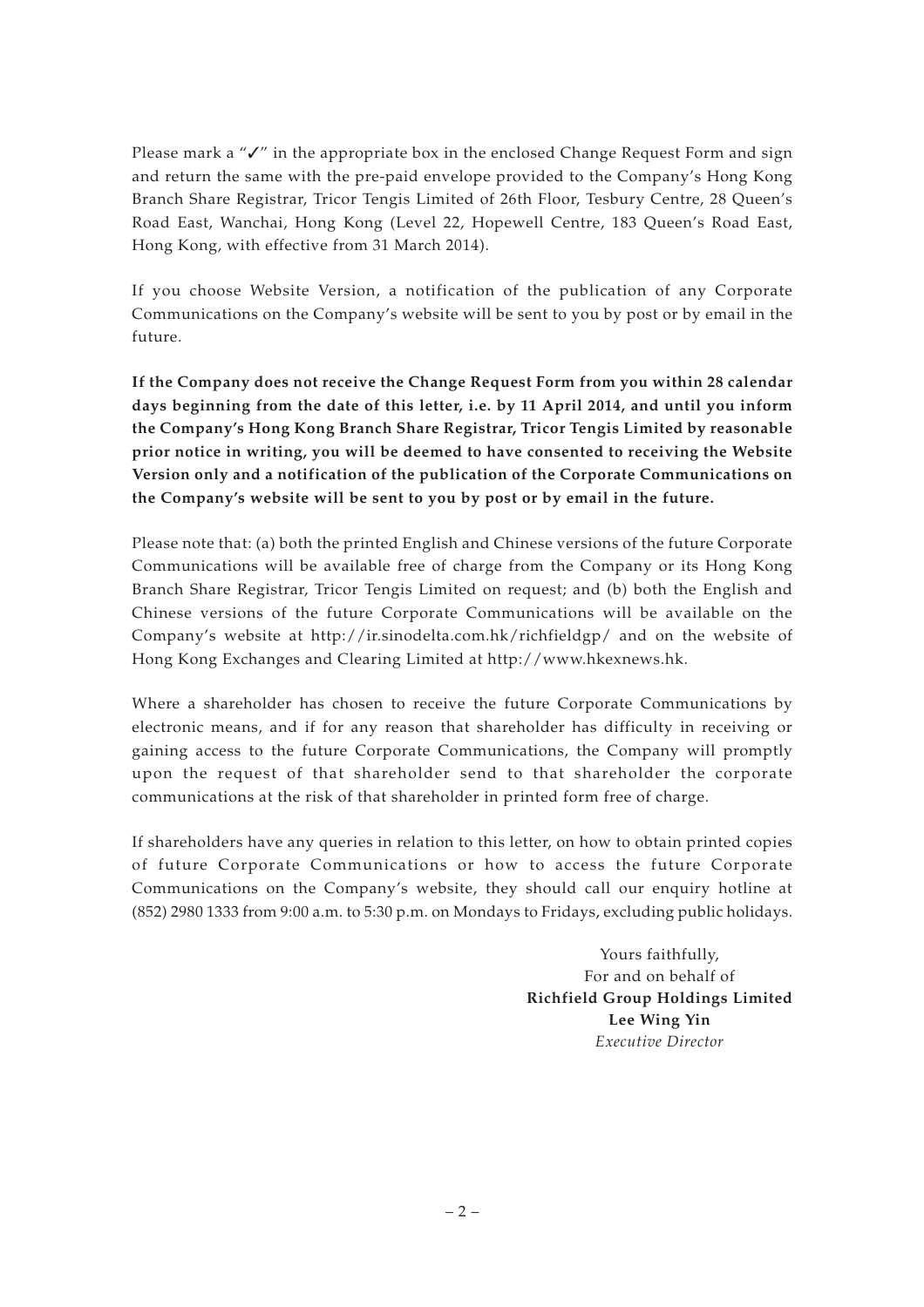Please mark a "✓" in the appropriate box in the enclosed Change Request Form and sign and return the same with the pre-paid envelope provided to the Company's Hong Kong Branch Share Registrar, Tricor Tengis Limited of 26th Floor, Tesbury Centre, 28 Queen's Road East, Wanchai, Hong Kong (Level 22, Hopewell Centre, 183 Queen's Road East, Hong Kong, with effective from 31 March 2014).

If you choose Website Version, a notification of the publication of any Corporate Communications on the Company's website will be sent to you by post or by email in the future.

**If the Company does not receive the Change Request Form from you within 28 calendar days beginning from the date of this letter, i.e. by 11 April 2014, and until you inform the Company's Hong Kong Branch Share Registrar, Tricor Tengis Limited by reasonable prior notice in writing, you will be deemed to have consented to receiving the Website Version only and a notification of the publication of the Corporate Communications on the Company's website will be sent to you by post or by email in the future.**

Please note that: (a) both the printed English and Chinese versions of the future Corporate Communications will be available free of charge from the Company or its Hong Kong Branch Share Registrar, Tricor Tengis Limited on request; and (b) both the English and Chinese versions of the future Corporate Communications will be available on the Company's website at http://ir.sinodelta.com.hk/richfieldgp/ and on the website of Hong Kong Exchanges and Clearing Limited at http://www.hkexnews.hk.

Where a shareholder has chosen to receive the future Corporate Communications by electronic means, and if for any reason that shareholder has difficulty in receiving or gaining access to the future Corporate Communications, the Company will promptly upon the request of that shareholder send to that shareholder the corporate communications at the risk of that shareholder in printed form free of charge.

If shareholders have any queries in relation to this letter, on how to obtain printed copies of future Corporate Communications or how to access the future Corporate Communications on the Company's website, they should call our enquiry hotline at (852) 2980 1333 from 9:00 a.m. to 5:30 p.m. on Mondays to Fridays, excluding public holidays.

Yours faithfully,
For and on behalf of
**Richfield Group Holdings Limited**
**Lee Wing Yin**
*Executive Director*